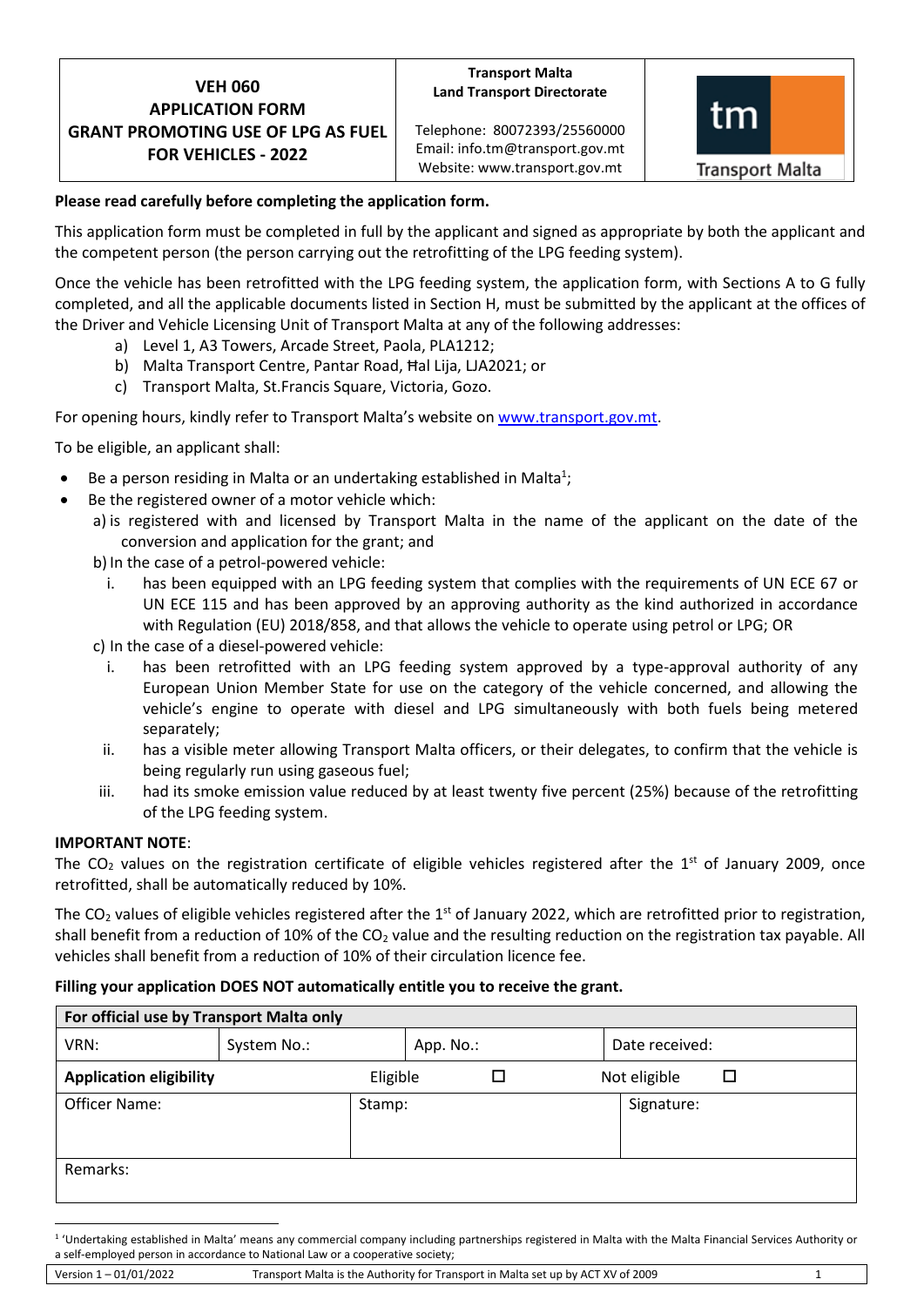| VEH 060 APPLICATION FORM GRANT PROMOTING USE OF LPG AS FUEL FOR VEHICLES - 2022 | Transport Malta Land Transport Directorate<br><br>Telephone: 80072393/25560000<br>Email: info.tm@transport.gov.mt<br>Website: www.transport.gov.mt | tm Transport Malta |
|---|---|---|

**Please read carefully before completing the application form.**

This application form must be completed in full by the applicant and signed as appropriate by both the applicant and the competent person (the person carrying out the retrofitting of the LPG feeding system).

Once the vehicle has been retrofitted with the LPG feeding system, the application form, with Sections A to G fully completed, and all the applicable documents listed in Section H, must be submitted by the applicant at the offices of the Driver and Vehicle Licensing Unit of Transport Malta at any of the following addresses:

a) Level 1, A3 Towers, Arcade Street, Paola, PLA1212;
b) Malta Transport Centre, Pantar Road, Ħal Lija, LJA2021; or
c) Transport Malta, St.Francis Square, Victoria, Gozo.

For opening hours, kindly refer to Transport Malta's website on www.transport.gov.mt.

To be eligible, an applicant shall:

- Be a person residing in Malta or an undertaking established in Malta[1];
- Be the registered owner of a motor vehicle which:
  - a) is registered with and licensed by Transport Malta in the name of the applicant on the date of the conversion and application for the grant; and
  - b) In the case of a petrol-powered vehicle:
    - i. has been equipped with an LPG feeding system that complies with the requirements of UN ECE 67 or UN ECE 115 and has been approved by an approving authority as the kind authorized in accordance with Regulation (EU) 2018/858, and that allows the vehicle to operate using petrol or LPG; OR
  - c) In the case of a diesel-powered vehicle:
    - i. has been retrofitted with an LPG feeding system approved by a type-approval authority of any European Union Member State for use on the category of the vehicle concerned, and allowing the vehicle's engine to operate with diesel and LPG simultaneously with both fuels being metered separately;
    - ii. has a visible meter allowing Transport Malta officers, or their delegates, to confirm that the vehicle is being regularly run using gaseous fuel;
    - iii. had its smoke emission value reduced by at least twenty five percent (25%) because of the retrofitting of the LPG feeding system.

**IMPORTANT NOTE**:
The $CO_2$ values on the registration certificate of eligible vehicles registered after the 1st of January 2009, once retrofitted, shall be automatically reduced by 10%.

The $CO_2$ values of eligible vehicles registered after the 1st of January 2022, which are retrofitted prior to registration, shall benefit from a reduction of 10% of the $CO_2$ value and the resulting reduction on the registration tax payable. All vehicles shall benefit from a reduction of 10% of their circulation licence fee.

**Filling your application DOES NOT automatically entitle you to receive the grant.**

| **For official use by Transport Malta only** | | | | | |
|---|---|---|---|---|---|
| VRN: | System No.: | | App. No.: | Date received: | |
| **Application eligibility** | | Eligible | ☐ | Not eligible | ☐ |
| Officer Name: | | Stamp: | | Signature: | |
| Remarks: | | | | | |

[1] 'Undertaking established in Malta' means any commercial company including partnerships registered in Malta with the Malta Financial Services Authority or a self-employed person in accordance to National Law or a cooperative society;

Version 1 – 01/01/2022 Transport Malta is the Authority for Transport in Malta set up by ACT XV of 2009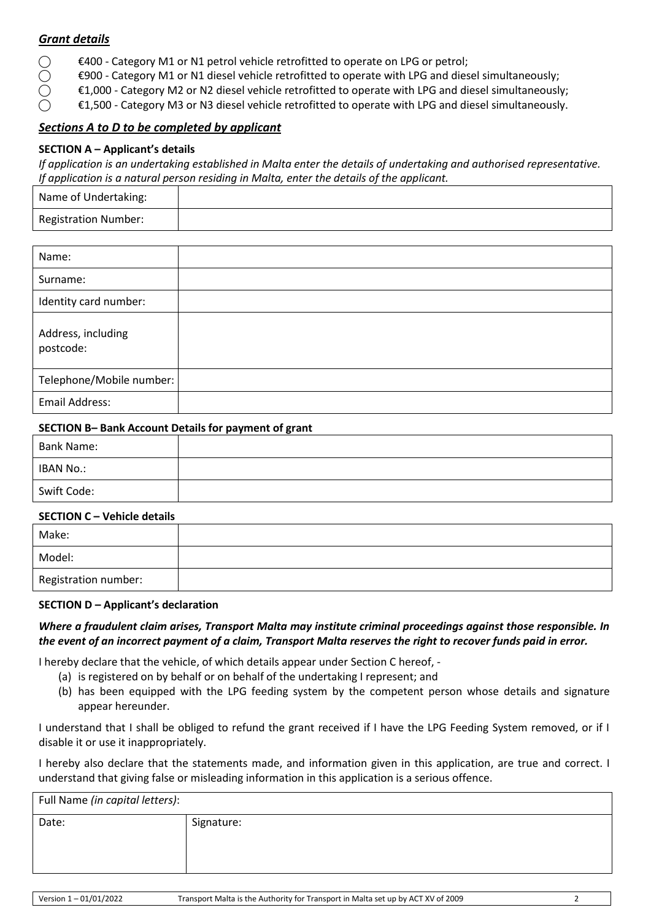## *Grant details*

- ◯ €400 - Category M1 or N1 petrol vehicle retrofitted to operate on LPG or petrol;
- ◯ €900 - Category M1 or N1 diesel vehicle retrofitted to operate with LPG and diesel simultaneously;
- ◯ €1,000 - Category M2 or N2 diesel vehicle retrofitted to operate with LPG and diesel simultaneously;
- ◯ €1,500 - Category M3 or N3 diesel vehicle retrofitted to operate with LPG and diesel simultaneously.

## *Sections A to D to be completed by applicant*

### SECTION A – Applicant's details

*If application is an undertaking established in Malta enter the details of undertaking and authorised representative. If application is a natural person residing in Malta, enter the details of the applicant.*

| | |
|---|---|
| Name of Undertaking: | |
| Registration Number: | |

| | |
|---|---|
| Name: | |
| Surname: | |
| Identity card number: | |
| Address, including postcode: | |
| Telephone/Mobile number: | |
| Email Address: | |

### SECTION B– Bank Account Details for payment of grant

| | |
|---|---|
| Bank Name: | |
| IBAN No.: | |
| Swift Code: | |

### SECTION C – Vehicle details

| | |
|---|---|
| Make: | |
| Model: | |
| Registration number: | |

### SECTION D – Applicant's declaration

***Where a fraudulent claim arises, Transport Malta may institute criminal proceedings against those responsible. In the event of an incorrect payment of a claim, Transport Malta reserves the right to recover funds paid in error.***

I hereby declare that the vehicle, of which details appear under Section C hereof, -

(a) is registered on by behalf or on behalf of the undertaking I represent; and
(b) has been equipped with the LPG feeding system by the competent person whose details and signature appear hereunder.

I understand that I shall be obliged to refund the grant received if I have the LPG Feeding System removed, or if I disable it or use it inappropriately.

I hereby also declare that the statements made, and information given in this application, are true and correct. I understand that giving false or misleading information in this application is a serious offence.

| Full Name *(in capital letters)*: | |
|---|---|
| Date: | Signature: |

Version 1 – 01/01/2022 Transport Malta is the Authority for Transport in Malta set up by ACT XV of 2009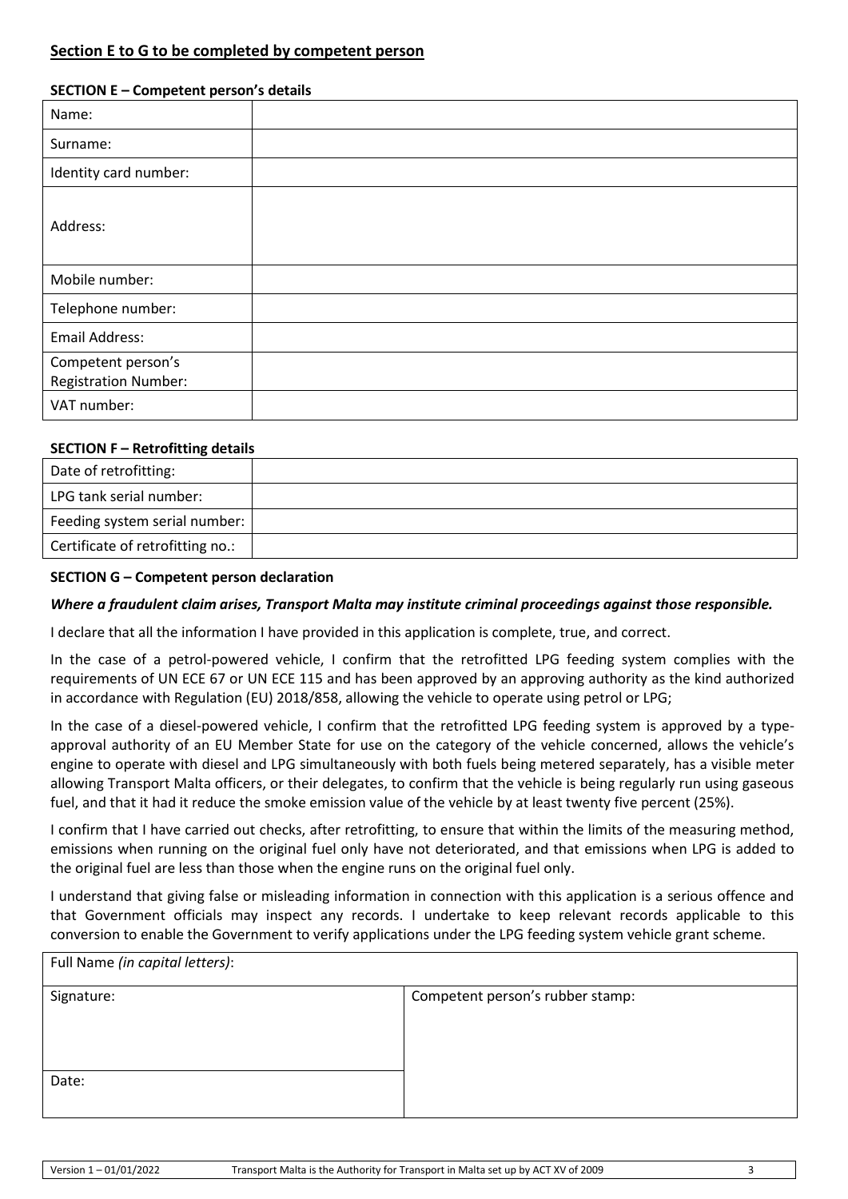## Section E to G to be completed by competent person

### SECTION E – Competent person's details

| Name: | |
|---|---|
| Surname: | |
| Identity card number: | |
| Address: | |
| Mobile number: | |
| Telephone number: | |
| Email Address: | |
| Competent person's Registration Number: | |
| VAT number: | |

### SECTION F – Retrofitting details

| Date of retrofitting: | |
|---|---|
| LPG tank serial number: | |
| Feeding system serial number: | |
| Certificate of retrofitting no.: | |

### SECTION G – Competent person declaration

***Where a fraudulent claim arises, Transport Malta may institute criminal proceedings against those responsible.***

I declare that all the information I have provided in this application is complete, true, and correct.

In the case of a petrol-powered vehicle, I confirm that the retrofitted LPG feeding system complies with the requirements of UN ECE 67 or UN ECE 115 and has been approved by an approving authority as the kind authorized in accordance with Regulation (EU) 2018/858, allowing the vehicle to operate using petrol or LPG;

In the case of a diesel-powered vehicle, I confirm that the retrofitted LPG feeding system is approved by a type-approval authority of an EU Member State for use on the category of the vehicle concerned, allows the vehicle's engine to operate with diesel and LPG simultaneously with both fuels being metered separately, has a visible meter allowing Transport Malta officers, or their delegates, to confirm that the vehicle is being regularly run using gaseous fuel, and that it had it reduce the smoke emission value of the vehicle by at least twenty five percent (25%).

I confirm that I have carried out checks, after retrofitting, to ensure that within the limits of the measuring method, emissions when running on the original fuel only have not deteriorated, and that emissions when LPG is added to the original fuel are less than those when the engine runs on the original fuel only.

I understand that giving false or misleading information in connection with this application is a serious offence and that Government officials may inspect any records. I undertake to keep relevant records applicable to this conversion to enable the Government to verify applications under the LPG feeding system vehicle grant scheme.

| Full Name *(in capital letters)*: | |
|---|---|
| Signature: | Competent person's rubber stamp: |
| Date: | |

Version 1 – 01/01/2022 Transport Malta is the Authority for Transport in Malta set up by ACT XV of 2009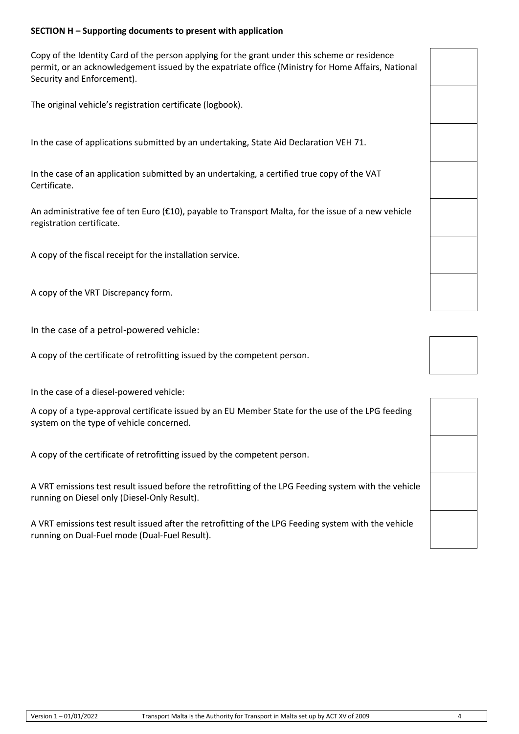**SECTION H – Supporting documents to present with application**

| Document | ☐ |
|---|---|
| Copy of the Identity Card of the person applying for the grant under this scheme or residence permit, or an acknowledgement issued by the expatriate office (Ministry for Home Affairs, National Security and Enforcement). | |
| The original vehicle's registration certificate (logbook). | |
| In the case of applications submitted by an undertaking, State Aid Declaration VEH 71. | |
| In the case of an application submitted by an undertaking, a certified true copy of the VAT Certificate. | |
| An administrative fee of ten Euro (€10), payable to Transport Malta, for the issue of a new vehicle registration certificate. | |
| A copy of the fiscal receipt for the installation service. | |
| A copy of the VRT Discrepancy form. | |

In the case of a petrol-powered vehicle:

| Document | ☐ |
|---|---|
| A copy of the certificate of retrofitting issued by the competent person. | |

In the case of a diesel-powered vehicle:

| Document | ☐ |
|---|---|
| A copy of a type-approval certificate issued by an EU Member State for the use of the LPG feeding system on the type of vehicle concerned. | |
| A copy of the certificate of retrofitting issued by the competent person. | |
| A VRT emissions test result issued before the retrofitting of the LPG Feeding system with the vehicle running on Diesel only (Diesel-Only Result). | |
| A VRT emissions test result issued after the retrofitting of the LPG Feeding system with the vehicle running on Dual-Fuel mode (Dual-Fuel Result). | |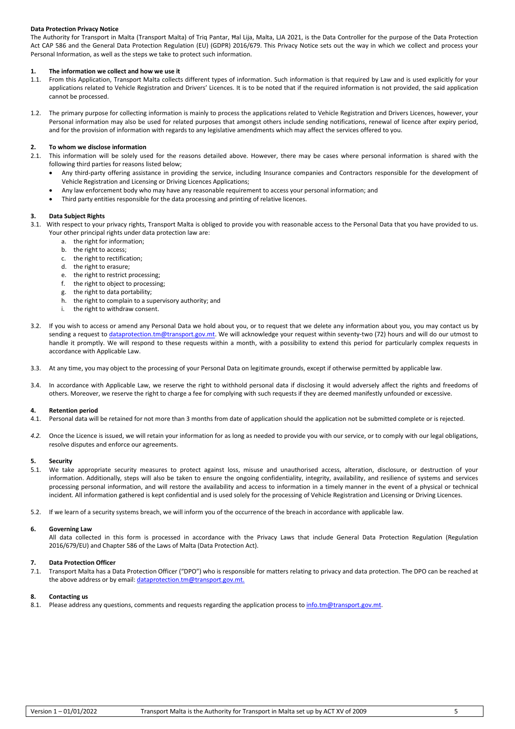**Data Protection Privacy Notice**

The Authority for Transport in Malta (Transport Malta) of Triq Pantar, Ħal Lija, Malta, LJA 2021, is the Data Controller for the purpose of the Data Protection Act CAP 586 and the General Data Protection Regulation (EU) (GDPR) 2016/679. This Privacy Notice sets out the way in which we collect and process your Personal Information, as well as the steps we take to protect such information.

**1. The information we collect and how we use it**

1.1. From this Application, Transport Malta collects different types of information. Such information is that required by Law and is used explicitly for your applications related to Vehicle Registration and Drivers' Licences. It is to be noted that if the required information is not provided, the said application cannot be processed.

1.2. The primary purpose for collecting information is mainly to process the applications related to Vehicle Registration and Drivers Licences, however, your Personal information may also be used for related purposes that amongst others include sending notifications, renewal of licence after expiry period, and for the provision of information with regards to any legislative amendments which may affect the services offered to you.

**2. To whom we disclose information**

2.1. This information will be solely used for the reasons detailed above. However, there may be cases where personal information is shared with the following third parties for reasons listed below;

- Any third-party offering assistance in providing the service, including Insurance companies and Contractors responsible for the development of Vehicle Registration and Licensing or Driving Licences Applications;
- Any law enforcement body who may have any reasonable requirement to access your personal information; and
- Third party entities responsible for the data processing and printing of relative licences.

**3. Data Subject Rights**

3.1. With respect to your privacy rights, Transport Malta is obliged to provide you with reasonable access to the Personal Data that you have provided to us. Your other principal rights under data protection law are:

a. the right for information;
b. the right to access;
c. the right to rectification;
d. the right to erasure;
e. the right to restrict processing;
f. the right to object to processing;
g. the right to data portability;
h. the right to complain to a supervisory authority; and
i. the right to withdraw consent.

3.2. If you wish to access or amend any Personal Data we hold about you, or to request that we delete any information about you, you may contact us by sending a request to dataprotection.tm@transport.gov.mt. We will acknowledge your request within seventy-two (72) hours and will do our utmost to handle it promptly. We will respond to these requests within a month, with a possibility to extend this period for particularly complex requests in accordance with Applicable Law.

3.3. At any time, you may object to the processing of your Personal Data on legitimate grounds, except if otherwise permitted by applicable law.

3.4. In accordance with Applicable Law, we reserve the right to withhold personal data if disclosing it would adversely affect the rights and freedoms of others. Moreover, we reserve the right to charge a fee for complying with such requests if they are deemed manifestly unfounded or excessive.

**4. Retention period**

4.1. Personal data will be retained for not more than 3 months from date of application should the application not be submitted complete or is rejected.

*4.2.* Once the Licence is issued, we will retain your information for as long as needed to provide you with our service, or to comply with our legal obligations, resolve disputes and enforce our agreements.

**5. Security**

5.1. We take appropriate security measures to protect against loss, misuse and unauthorised access, alteration, disclosure, or destruction of your information. Additionally, steps will also be taken to ensure the ongoing confidentiality, integrity, availability, and resilience of systems and services processing personal information, and will restore the availability and access to information in a timely manner in the event of a physical or technical incident. All information gathered is kept confidential and is used solely for the processing of Vehicle Registration and Licensing or Driving Licences.

5.2. If we learn of a security systems breach, we will inform you of the occurrence of the breach in accordance with applicable law.

**6. Governing Law**

All data collected in this form is processed in accordance with the Privacy Laws that include General Data Protection Regulation (Regulation 2016/679/EU) and Chapter 586 of the Laws of Malta (Data Protection Act).

**7. Data Protection Officer**

7.1. Transport Malta has a Data Protection Officer ("DPO") who is responsible for matters relating to privacy and data protection. The DPO can be reached at the above address or by email: dataprotection.tm@transport.gov.mt.

**8. Contacting us**

8.1. Please address any questions, comments and requests regarding the application process to info.tm@transport.gov.mt.

Version 1 – 01/01/2022 Transport Malta is the Authority for Transport in Malta set up by ACT XV of 2009